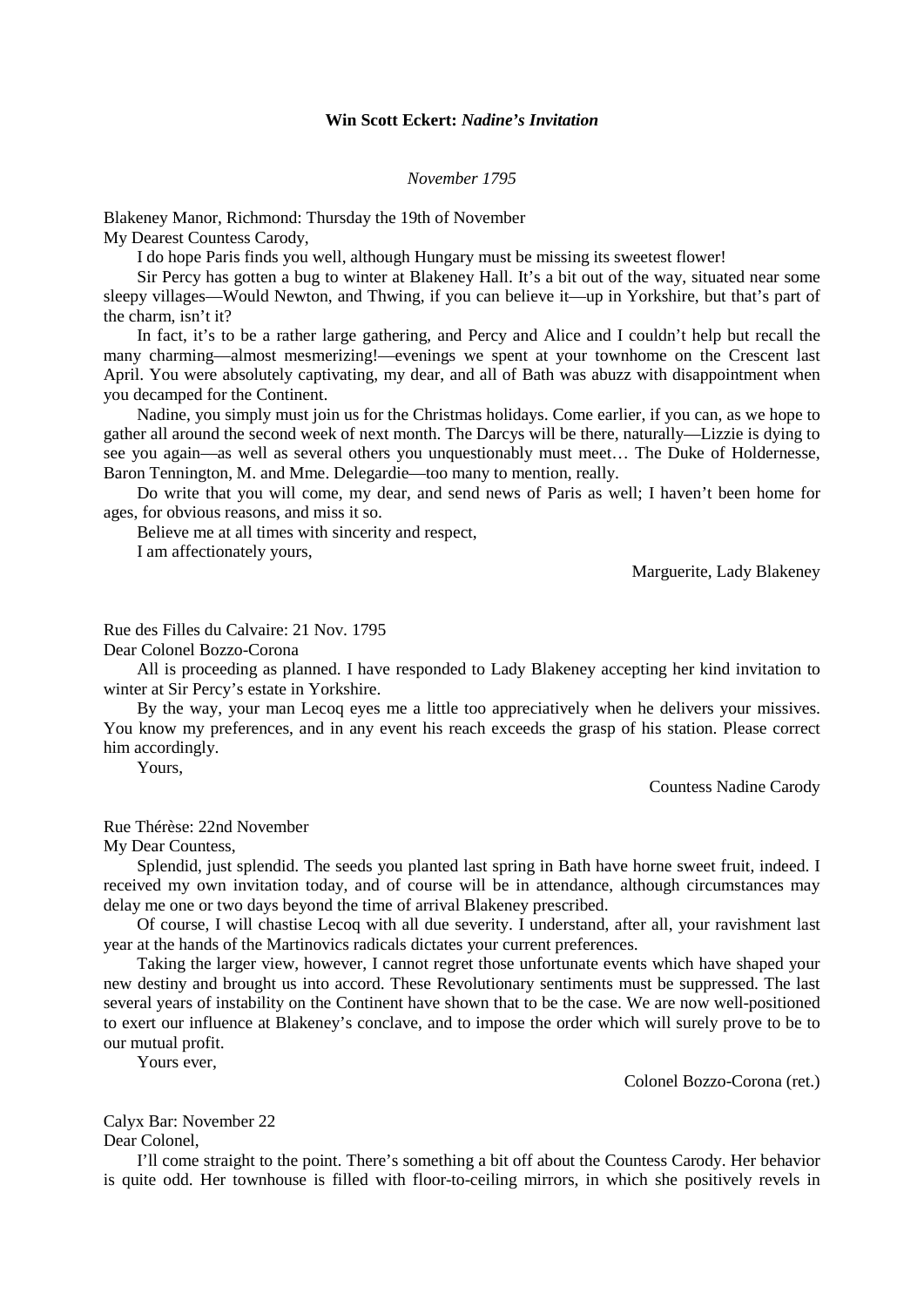**Win Scott Eckert: *Nadine's Invitation***

*November 1795*

Blakeney Manor, Richmond: Thursday the 19th of November
My Dearest Countess Carody,

I do hope Paris finds you well, although Hungary must be missing its sweetest flower!

Sir Percy has gotten a bug to winter at Blakeney Hall. It's a bit out of the way, situated near some sleepy villages—Would Newton, and Thwing, if you can believe it—up in Yorkshire, but that's part of the charm, isn't it?

In fact, it's to be a rather large gathering, and Percy and Alice and I couldn't help but recall the many charming—almost mesmerizing!—evenings we spent at your townhome on the Crescent last April. You were absolutely captivating, my dear, and all of Bath was abuzz with disappointment when you decamped for the Continent.

Nadine, you simply must join us for the Christmas holidays. Come earlier, if you can, as we hope to gather all around the second week of next month. The Darcys will be there, naturally—Lizzie is dying to see you again—as well as several others you unquestionably must meet… The Duke of Holdernesse, Baron Tennington, M. and Mme. Delegardie—too many to mention, really.

Do write that you will come, my dear, and send news of Paris as well; I haven't been home for ages, for obvious reasons, and miss it so.

Believe me at all times with sincerity and respect,

I am affectionately yours,

Marguerite, Lady Blakeney

Rue des Filles du Calvaire: 21 Nov. 1795
Dear Colonel Bozzo-Corona

All is proceeding as planned. I have responded to Lady Blakeney accepting her kind invitation to winter at Sir Percy's estate in Yorkshire.

By the way, your man Lecoq eyes me a little too appreciatively when he delivers your missives. You know my preferences, and in any event his reach exceeds the grasp of his station. Please correct him accordingly.

Yours,

Countess Nadine Carody

Rue Thérèse: 22nd November
My Dear Countess,

Splendid, just splendid. The seeds you planted last spring in Bath have horne sweet fruit, indeed. I received my own invitation today, and of course will be in attendance, although circumstances may delay me one or two days beyond the time of arrival Blakeney prescribed.

Of course, I will chastise Lecoq with all due severity. I understand, after all, your ravishment last year at the hands of the Martinovics radicals dictates your current preferences.

Taking the larger view, however, I cannot regret those unfortunate events which have shaped your new destiny and brought us into accord. These Revolutionary sentiments must be suppressed. The last several years of instability on the Continent have shown that to be the case. We are now well-positioned to exert our influence at Blakeney's conclave, and to impose the order which will surely prove to be to our mutual profit.

Yours ever,

Colonel Bozzo-Corona (ret.)

Calyx Bar: November 22
Dear Colonel,

I'll come straight to the point. There's something a bit off about the Countess Carody. Her behavior is quite odd. Her townhouse is filled with floor-to-ceiling mirrors, in which she positively revels in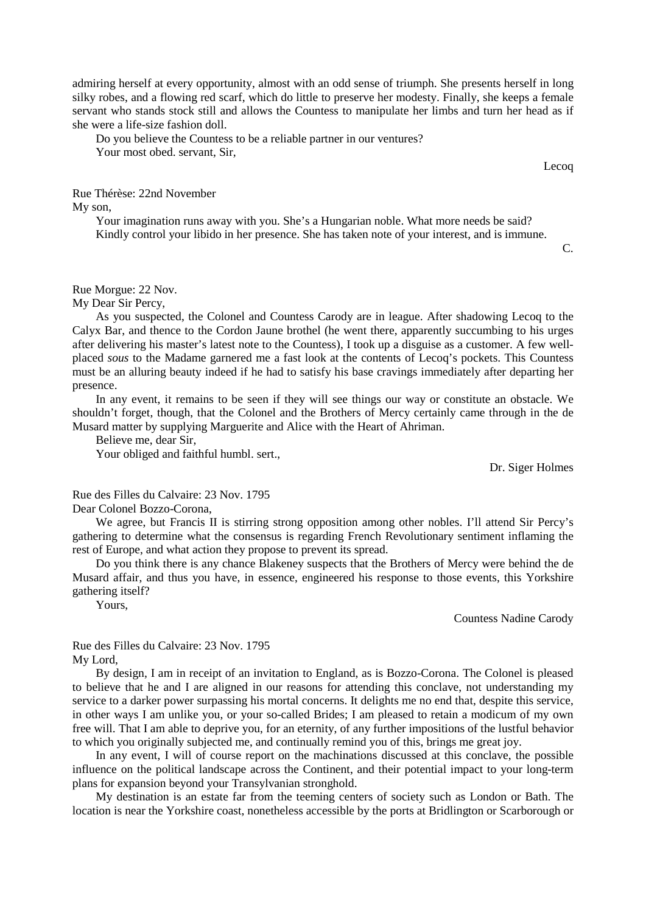admiring herself at every opportunity, almost with an odd sense of triumph. She presents herself in long silky robes, and a flowing red scarf, which do little to preserve her modesty. Finally, she keeps a female servant who stands stock still and allows the Countess to manipulate her limbs and turn her head as if she were a life-size fashion doll.

Do you believe the Countess to be a reliable partner in our ventures?

Your most obed. servant, Sir,

Lecoq

Rue Thérèse: 22nd November

My son,

Your imagination runs away with you. She's a Hungarian noble. What more needs be said?

Kindly control your libido in her presence. She has taken note of your interest, and is immune.

C.

Rue Morgue: 22 Nov.

My Dear Sir Percy,

As you suspected, the Colonel and Countess Carody are in league. After shadowing Lecoq to the Calyx Bar, and thence to the Cordon Jaune brothel (he went there, apparently succumbing to his urges after delivering his master's latest note to the Countess), I took up a disguise as a customer. A few well-placed *sous* to the Madame garnered me a fast look at the contents of Lecoq's pockets. This Countess must be an alluring beauty indeed if he had to satisfy his base cravings immediately after departing her presence.

In any event, it remains to be seen if they will see things our way or constitute an obstacle. We shouldn't forget, though, that the Colonel and the Brothers of Mercy certainly came through in the de Musard matter by supplying Marguerite and Alice with the Heart of Ahriman.

Believe me, dear Sir,

Your obliged and faithful humbl. sert.,

Dr. Siger Holmes

Rue des Filles du Calvaire: 23 Nov. 1795

Dear Colonel Bozzo-Corona,

We agree, but Francis II is stirring strong opposition among other nobles. I'll attend Sir Percy's gathering to determine what the consensus is regarding French Revolutionary sentiment inflaming the rest of Europe, and what action they propose to prevent its spread.

Do you think there is any chance Blakeney suspects that the Brothers of Mercy were behind the de Musard affair, and thus you have, in essence, engineered his response to those events, this Yorkshire gathering itself?

Yours,

Countess Nadine Carody

Rue des Filles du Calvaire: 23 Nov. 1795

My Lord,

By design, I am in receipt of an invitation to England, as is Bozzo-Corona. The Colonel is pleased to believe that he and I are aligned in our reasons for attending this conclave, not understanding my service to a darker power surpassing his mortal concerns. It delights me no end that, despite this service, in other ways I am unlike you, or your so-called Brides; I am pleased to retain a modicum of my own free will. That I am able to deprive you, for an eternity, of any further impositions of the lustful behavior to which you originally subjected me, and continually remind you of this, brings me great joy.

In any event, I will of course report on the machinations discussed at this conclave, the possible influence on the political landscape across the Continent, and their potential impact to your long-term plans for expansion beyond your Transylvanian stronghold.

My destination is an estate far from the teeming centers of society such as London or Bath. The location is near the Yorkshire coast, nonetheless accessible by the ports at Bridlington or Scarborough or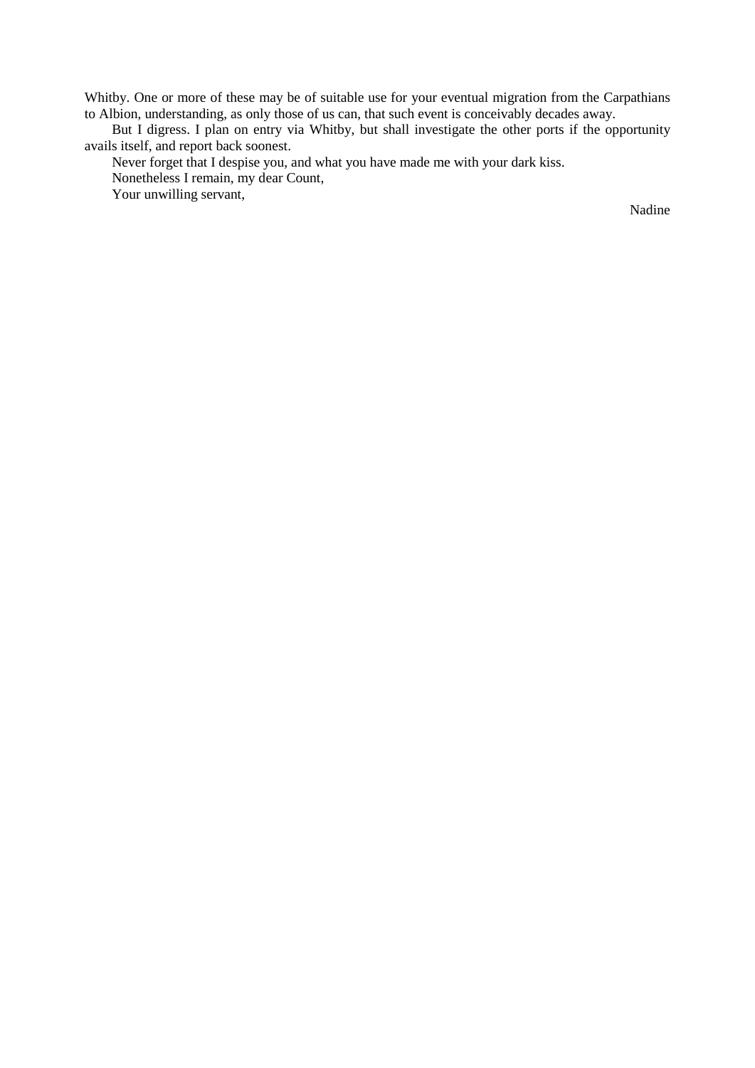Whitby. One or more of these may be of suitable use for your eventual migration from the Carpathians to Albion, understanding, as only those of us can, that such event is conceivably decades away.

But I digress. I plan on entry via Whitby, but shall investigate the other ports if the opportunity avails itself, and report back soonest.

Never forget that I despise you, and what you have made me with your dark kiss.

Nonetheless I remain, my dear Count,

Your unwilling servant,

Nadine